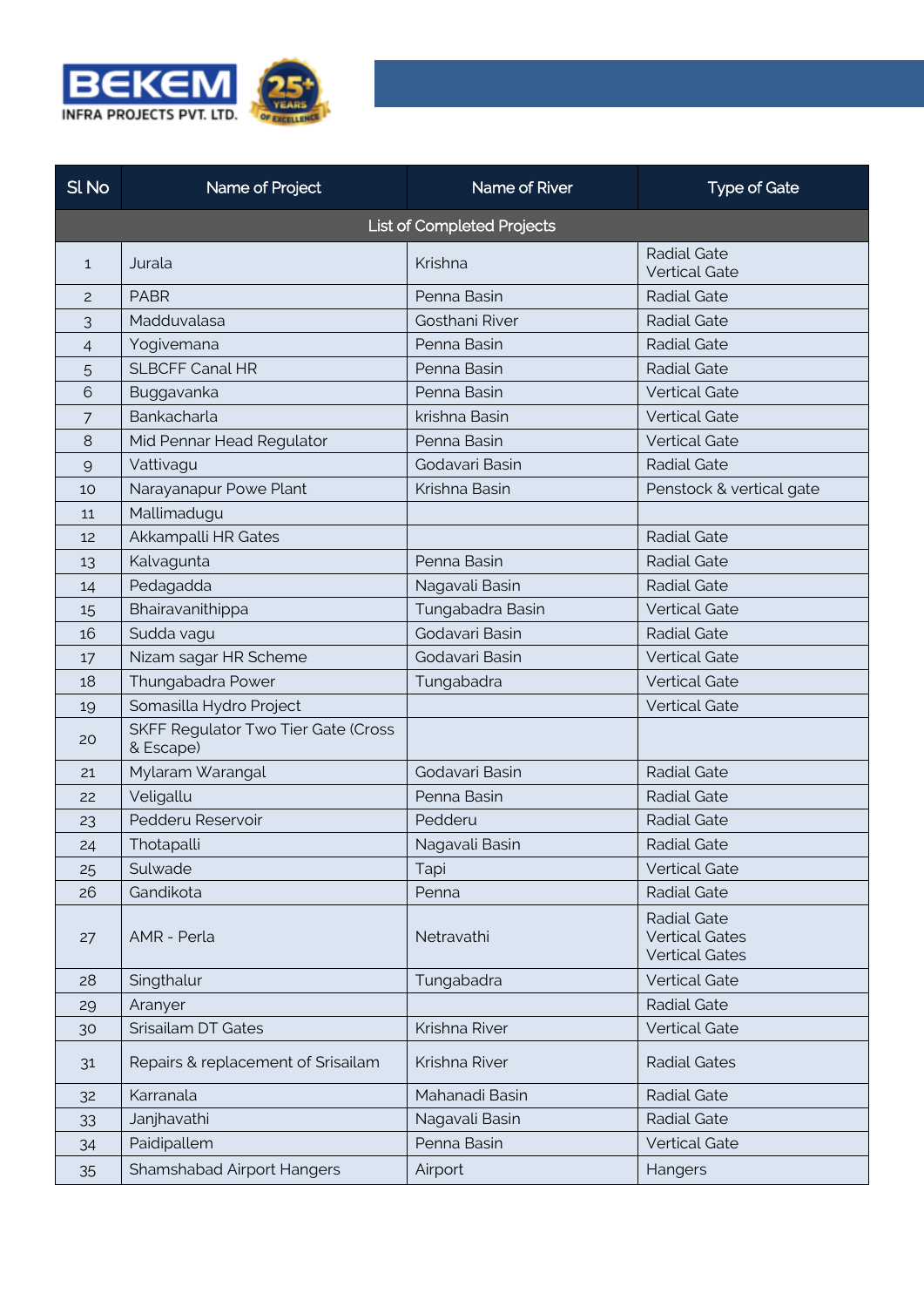BEKEM INFRA PROJECTS PVT. LTD.

25+ YEARS OF EXCELLENCE

| Sl No | Name of Project | Name of River | Type of Gate |
|---|---|---|---|
| List of Completed Projects | | | |
| 1 | Jurala | Krishna | Radial Gate<br>Vertical Gate |
| 2 | PABR | Penna Basin | Radial Gate |
| 3 | Madduvalasa | Gosthani River | Radial Gate |
| 4 | Yogivemana | Penna Basin | Radial Gate |
| 5 | SLBCFF Canal HR | Penna Basin | Radial Gate |
| 6 | Buggavanka | Penna Basin | Vertical Gate |
| 7 | Bankacharla | krishna Basin | Vertical Gate |
| 8 | Mid Pennar Head Regulator | Penna Basin | Vertical Gate |
| 9 | Vattivagu | Godavari Basin | Radial Gate |
| 10 | Narayanapur Powe Plant | Krishna Basin | Penstock & vertical gate |
| 11 | Mallimadugu | | |
| 12 | Akkampalli HR Gates | | Radial Gate |
| 13 | Kalvagunta | Penna Basin | Radial Gate |
| 14 | Pedagadda | Nagavali Basin | Radial Gate |
| 15 | Bhairavanithippa | Tungabadra Basin | Vertical Gate |
| 16 | Sudda vagu | Godavari Basin | Radial Gate |
| 17 | Nizam sagar HR Scheme | Godavari Basin | Vertical Gate |
| 18 | Thungabadra Power | Tungabadra | Vertical Gate |
| 19 | Somasilla Hydro Project | | Vertical Gate |
| 20 | SKFF Regulator Two Tier Gate (Cross & Escape) | | |
| 21 | Mylaram Warangal | Godavari Basin | Radial Gate |
| 22 | Veligallu | Penna Basin | Radial Gate |
| 23 | Pedderu Reservoir | Pedderu | Radial Gate |
| 24 | Thotapalli | Nagavali Basin | Radial Gate |
| 25 | Sulwade | Tapi | Vertical Gate |
| 26 | Gandikota | Penna | Radial Gate |
| 27 | AMR - Perla | Netravathi | Radial Gate<br>Vertical Gates<br>Vertical Gates |
| 28 | Singthalur | Tungabadra | Vertical Gate |
| 29 | Aranyer | | Radial Gate |
| 30 | Srisailam DT Gates | Krishna River | Vertical Gate |
| 31 | Repairs & replacement of Srisailam | Krishna River | Radial Gates |
| 32 | Karranala | Mahanadi Basin | Radial Gate |
| 33 | Janjhavathi | Nagavali Basin | Radial Gate |
| 34 | Paidipallem | Penna Basin | Vertical Gate |
| 35 | Shamshabad Airport Hangers | Airport | Hangers |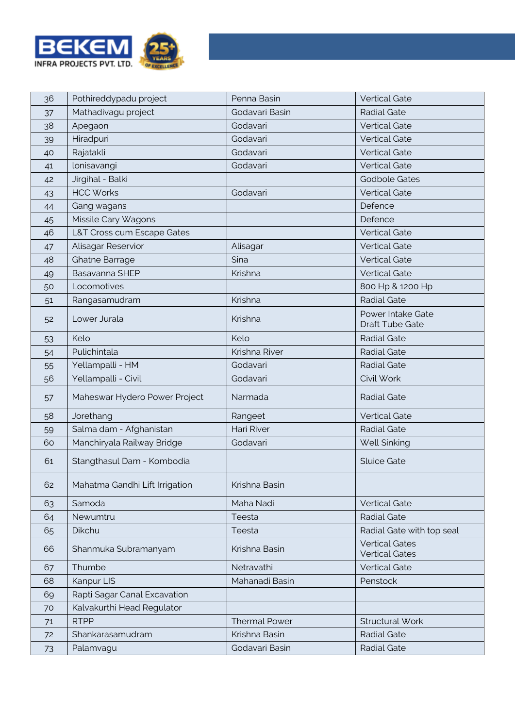| | | | |
|---|---|---|---|
| 36 | Pothireddypadu project | Penna Basin | Vertical Gate |
| 37 | Mathadivagu project | Godavari Basin | Radial Gate |
| 38 | Apegaon | Godavari | Vertical Gate |
| 39 | Hiradpuri | Godavari | Vertical Gate |
| 40 | Rajatakli | Godavari | Vertical Gate |
| 41 | lonisavangi | Godavari | Vertical Gate |
| 42 | Jirgihal - Balki | | Godbole Gates |
| 43 | HCC Works | Godavari | Vertical Gate |
| 44 | Gang wagans | | Defence |
| 45 | Missile Cary Wagons | | Defence |
| 46 | L&T Cross cum Escape Gates | | Vertical Gate |
| 47 | Alisagar Reservior | Alisagar | Vertical Gate |
| 48 | Ghatne Barrage | Sina | Vertical Gate |
| 49 | Basavanna SHEP | Krishna | Vertical Gate |
| 50 | Locomotives | | 800 Hp & 1200 Hp |
| 51 | Rangasamudram | Krishna | Radial Gate |
| 52 | Lower Jurala | Krishna | Power Intake Gate<br>Draft Tube Gate |
| 53 | Kelo | Kelo | Radial Gate |
| 54 | Pulichintala | Krishna River | Radial Gate |
| 55 | Yellampalli - HM | Godavari | Radial Gate |
| 56 | Yellampalli - Civil | Godavari | Civil Work |
| 57 | Maheswar Hydero Power Project | Narmada | Radial Gate |
| 58 | Jorethang | Rangeet | Vertical Gate |
| 59 | Salma dam - Afghanistan | Hari River | Radial Gate |
| 60 | Manchiryala Railway Bridge | Godavari | Well Sinking |
| 61 | Stangthasul Dam - Kombodia | | Sluice Gate |
| 62 | Mahatma Gandhi Lift Irrigation | Krishna Basin | |
| 63 | Samoda | Maha Nadi | Vertical Gate |
| 64 | Newumtru | Teesta | Radial Gate |
| 65 | Dikchu | Teesta | Radial Gate with top seal |
| 66 | Shanmuka Subramanyam | Krishna Basin | Vertical Gates<br>Vertical Gates |
| 67 | Thumbe | Netravathi | Vertical Gate |
| 68 | Kanpur LIS | Mahanadi Basin | Penstock |
| 69 | Rapti Sagar Canal Excavation | | |
| 70 | Kalvakurthi Head Regulator | | |
| 71 | RTPP | Thermal Power | Structural Work |
| 72 | Shankarasamudram | Krishna Basin | Radial Gate |
| 73 | Palamvagu | Godavari Basin | Radial Gate |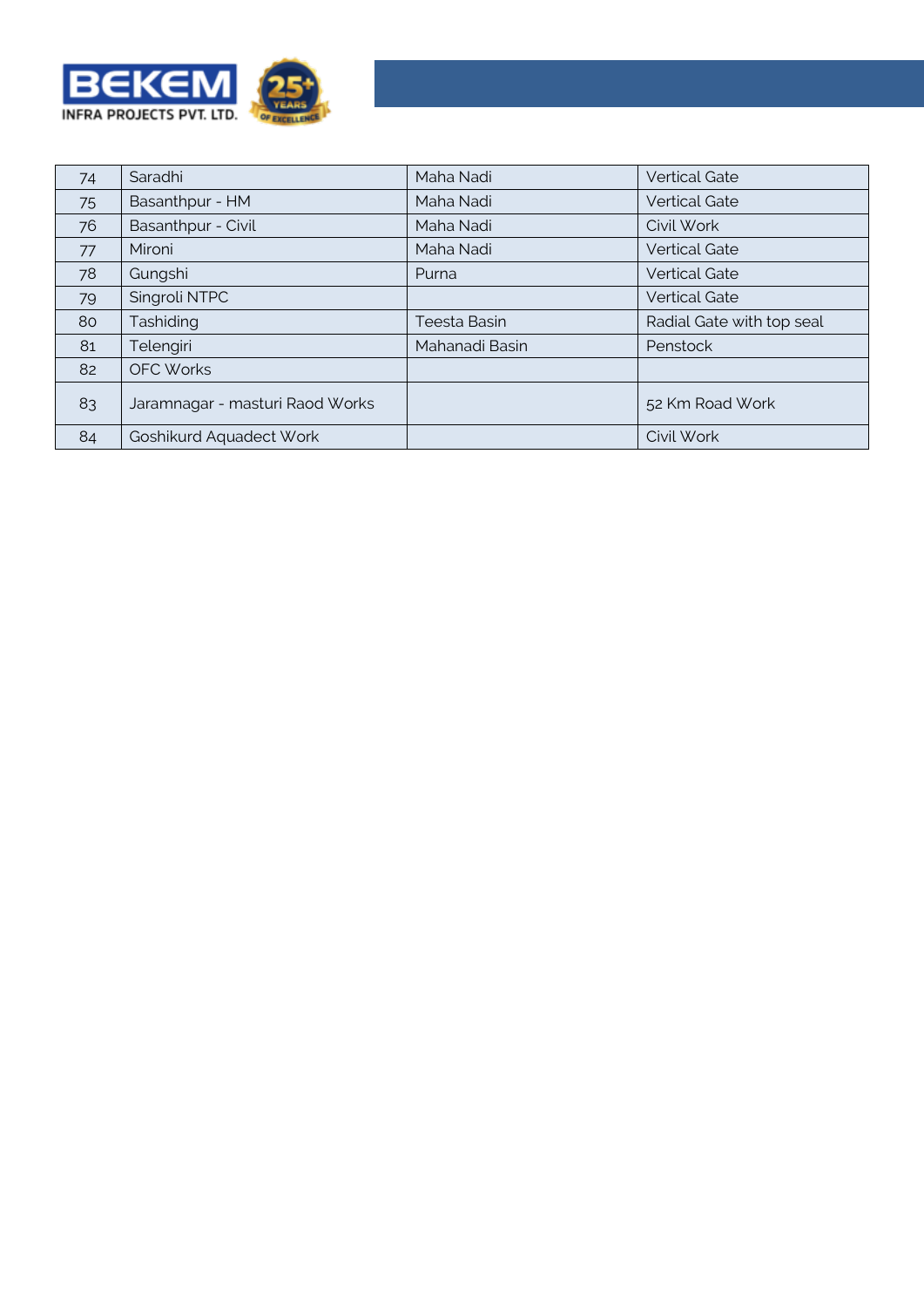| | | | |
|---|---|---|---|
| 74 | Saradhi | Maha Nadi | Vertical Gate |
| 75 | Basanthpur - HM | Maha Nadi | Vertical Gate |
| 76 | Basanthpur - Civil | Maha Nadi | Civil Work |
| 77 | Mironi | Maha Nadi | Vertical Gate |
| 78 | Gungshi | Purna | Vertical Gate |
| 79 | Singroli NTPC | | Vertical Gate |
| 80 | Tashiding | Teesta Basin | Radial Gate with top seal |
| 81 | Telengiri | Mahanadi Basin | Penstock |
| 82 | OFC Works | | |
| 83 | Jaramnagar - masturi Raod Works | | 52 Km Road Work |
| 84 | Goshikurd Aquadect Work | | Civil Work |